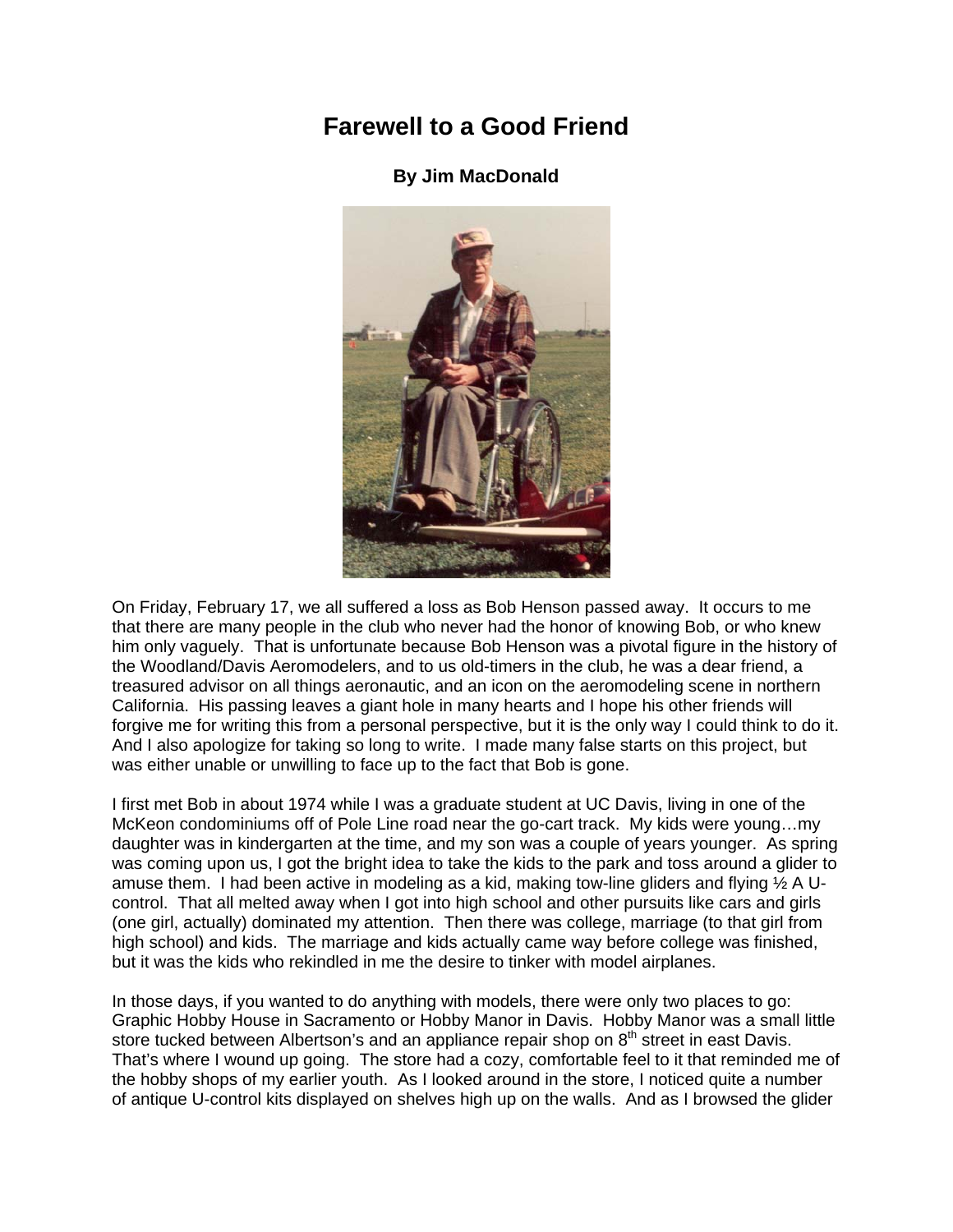# Farewell to a Good Friend

**By Jim MacDonald**

On Friday, February 17, we all suffered a loss as Bob Henson passed away. It occurs to me that there are many people in the club who never had the honor of knowing Bob, or who knew him only vaguely. That is unfortunate because Bob Henson was a pivotal figure in the history of the Woodland/Davis Aeromodelers, and to us old-timers in the club, he was a dear friend, a treasured advisor on all things aeronautic, and an icon on the aeromodeling scene in northern California. His passing leaves a giant hole in many hearts and I hope his other friends will forgive me for writing this from a personal perspective, but it is the only way I could think to do it. And I also apologize for taking so long to write. I made many false starts on this project, but was either unable or unwilling to face up to the fact that Bob is gone.

I first met Bob in about 1974 while I was a graduate student at UC Davis, living in one of the McKeon condominiums off of Pole Line road near the go-cart track. My kids were young…my daughter was in kindergarten at the time, and my son was a couple of years younger. As spring was coming upon us, I got the bright idea to take the kids to the park and toss around a glider to amuse them. I had been active in modeling as a kid, making tow-line gliders and flying ½ A U-control. That all melted away when I got into high school and other pursuits like cars and girls (one girl, actually) dominated my attention. Then there was college, marriage (to that girl from high school) and kids. The marriage and kids actually came way before college was finished, but it was the kids who rekindled in me the desire to tinker with model airplanes.

In those days, if you wanted to do anything with models, there were only two places to go: Graphic Hobby House in Sacramento or Hobby Manor in Davis. Hobby Manor was a small little store tucked between Albertson's and an appliance repair shop on 8th street in east Davis. That's where I wound up going. The store had a cozy, comfortable feel to it that reminded me of the hobby shops of my earlier youth. As I looked around in the store, I noticed quite a number of antique U-control kits displayed on shelves high up on the walls. And as I browsed the glider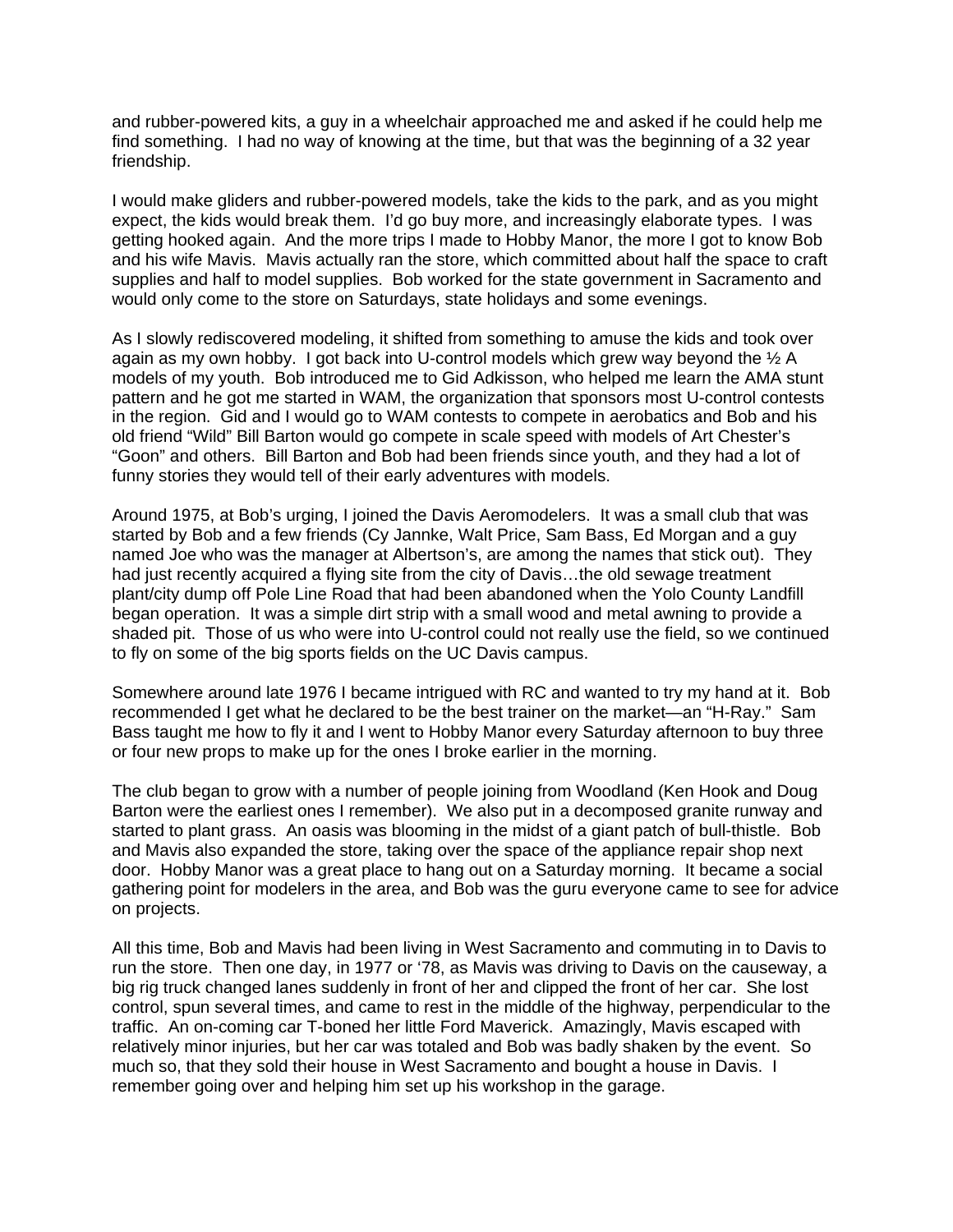and rubber-powered kits, a guy in a wheelchair approached me and asked if he could help me find something. I had no way of knowing at the time, but that was the beginning of a 32 year friendship.

I would make gliders and rubber-powered models, take the kids to the park, and as you might expect, the kids would break them. I'd go buy more, and increasingly elaborate types. I was getting hooked again. And the more trips I made to Hobby Manor, the more I got to know Bob and his wife Mavis. Mavis actually ran the store, which committed about half the space to craft supplies and half to model supplies. Bob worked for the state government in Sacramento and would only come to the store on Saturdays, state holidays and some evenings.

As I slowly rediscovered modeling, it shifted from something to amuse the kids and took over again as my own hobby. I got back into U-control models which grew way beyond the ½ A models of my youth. Bob introduced me to Gid Adkisson, who helped me learn the AMA stunt pattern and he got me started in WAM, the organization that sponsors most U-control contests in the region. Gid and I would go to WAM contests to compete in aerobatics and Bob and his old friend "Wild" Bill Barton would go compete in scale speed with models of Art Chester's "Goon" and others. Bill Barton and Bob had been friends since youth, and they had a lot of funny stories they would tell of their early adventures with models.

Around 1975, at Bob's urging, I joined the Davis Aeromodelers. It was a small club that was started by Bob and a few friends (Cy Jannke, Walt Price, Sam Bass, Ed Morgan and a guy named Joe who was the manager at Albertson's, are among the names that stick out). They had just recently acquired a flying site from the city of Davis…the old sewage treatment plant/city dump off Pole Line Road that had been abandoned when the Yolo County Landfill began operation. It was a simple dirt strip with a small wood and metal awning to provide a shaded pit. Those of us who were into U-control could not really use the field, so we continued to fly on some of the big sports fields on the UC Davis campus.

Somewhere around late 1976 I became intrigued with RC and wanted to try my hand at it. Bob recommended I get what he declared to be the best trainer on the market—an "H-Ray." Sam Bass taught me how to fly it and I went to Hobby Manor every Saturday afternoon to buy three or four new props to make up for the ones I broke earlier in the morning.

The club began to grow with a number of people joining from Woodland (Ken Hook and Doug Barton were the earliest ones I remember). We also put in a decomposed granite runway and started to plant grass. An oasis was blooming in the midst of a giant patch of bull-thistle. Bob and Mavis also expanded the store, taking over the space of the appliance repair shop next door. Hobby Manor was a great place to hang out on a Saturday morning. It became a social gathering point for modelers in the area, and Bob was the guru everyone came to see for advice on projects.

All this time, Bob and Mavis had been living in West Sacramento and commuting in to Davis to run the store. Then one day, in 1977 or '78, as Mavis was driving to Davis on the causeway, a big rig truck changed lanes suddenly in front of her and clipped the front of her car. She lost control, spun several times, and came to rest in the middle of the highway, perpendicular to the traffic. An on-coming car T-boned her little Ford Maverick. Amazingly, Mavis escaped with relatively minor injuries, but her car was totaled and Bob was badly shaken by the event. So much so, that they sold their house in West Sacramento and bought a house in Davis. I remember going over and helping him set up his workshop in the garage.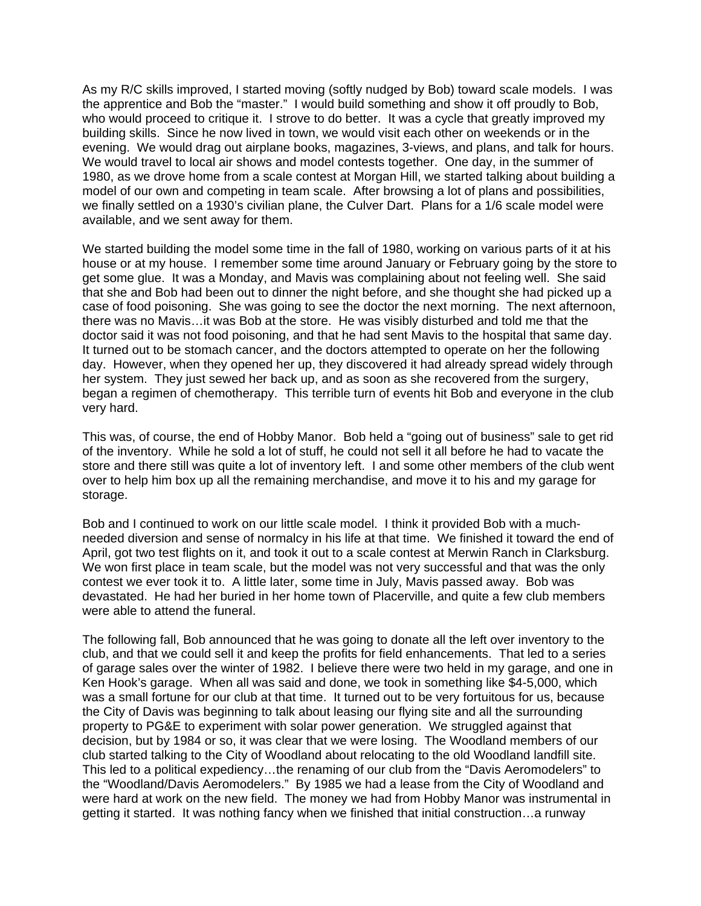As my R/C skills improved, I started moving (softly nudged by Bob) toward scale models. I was the apprentice and Bob the "master." I would build something and show it off proudly to Bob, who would proceed to critique it. I strove to do better. It was a cycle that greatly improved my building skills. Since he now lived in town, we would visit each other on weekends or in the evening. We would drag out airplane books, magazines, 3-views, and plans, and talk for hours. We would travel to local air shows and model contests together. One day, in the summer of 1980, as we drove home from a scale contest at Morgan Hill, we started talking about building a model of our own and competing in team scale. After browsing a lot of plans and possibilities, we finally settled on a 1930's civilian plane, the Culver Dart. Plans for a 1/6 scale model were available, and we sent away for them.

We started building the model some time in the fall of 1980, working on various parts of it at his house or at my house. I remember some time around January or February going by the store to get some glue. It was a Monday, and Mavis was complaining about not feeling well. She said that she and Bob had been out to dinner the night before, and she thought she had picked up a case of food poisoning. She was going to see the doctor the next morning. The next afternoon, there was no Mavis…it was Bob at the store. He was visibly disturbed and told me that the doctor said it was not food poisoning, and that he had sent Mavis to the hospital that same day. It turned out to be stomach cancer, and the doctors attempted to operate on her the following day. However, when they opened her up, they discovered it had already spread widely through her system. They just sewed her back up, and as soon as she recovered from the surgery, began a regimen of chemotherapy. This terrible turn of events hit Bob and everyone in the club very hard.

This was, of course, the end of Hobby Manor. Bob held a "going out of business" sale to get rid of the inventory. While he sold a lot of stuff, he could not sell it all before he had to vacate the store and there still was quite a lot of inventory left. I and some other members of the club went over to help him box up all the remaining merchandise, and move it to his and my garage for storage.

Bob and I continued to work on our little scale model. I think it provided Bob with a much-needed diversion and sense of normalcy in his life at that time. We finished it toward the end of April, got two test flights on it, and took it out to a scale contest at Merwin Ranch in Clarksburg. We won first place in team scale, but the model was not very successful and that was the only contest we ever took it to. A little later, some time in July, Mavis passed away. Bob was devastated. He had her buried in her home town of Placerville, and quite a few club members were able to attend the funeral.

The following fall, Bob announced that he was going to donate all the left over inventory to the club, and that we could sell it and keep the profits for field enhancements. That led to a series of garage sales over the winter of 1982. I believe there were two held in my garage, and one in Ken Hook's garage. When all was said and done, we took in something like $4-5,000, which was a small fortune for our club at that time. It turned out to be very fortuitous for us, because the City of Davis was beginning to talk about leasing our flying site and all the surrounding property to PG&E to experiment with solar power generation. We struggled against that decision, but by 1984 or so, it was clear that we were losing. The Woodland members of our club started talking to the City of Woodland about relocating to the old Woodland landfill site. This led to a political expediency…the renaming of our club from the "Davis Aeromodelers" to the "Woodland/Davis Aeromodelers." By 1985 we had a lease from the City of Woodland and were hard at work on the new field. The money we had from Hobby Manor was instrumental in getting it started. It was nothing fancy when we finished that initial construction…a runway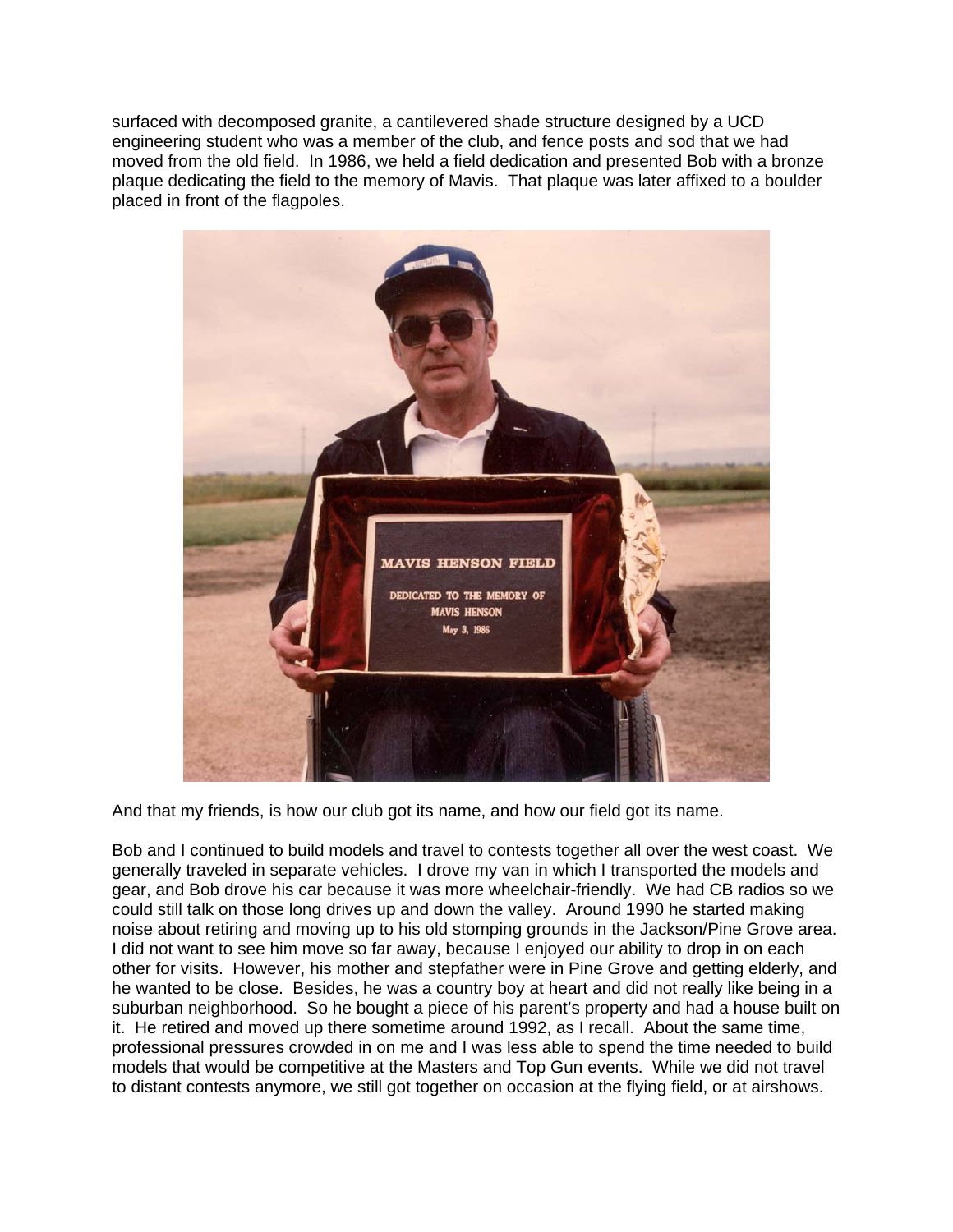surfaced with decomposed granite, a cantilevered shade structure designed by a UCD engineering student who was a member of the club, and fence posts and sod that we had moved from the old field. In 1986, we held a field dedication and presented Bob with a bronze plaque dedicating the field to the memory of Mavis. That plaque was later affixed to a boulder placed in front of the flagpoles.

And that my friends, is how our club got its name, and how our field got its name.

Bob and I continued to build models and travel to contests together all over the west coast. We generally traveled in separate vehicles. I drove my van in which I transported the models and gear, and Bob drove his car because it was more wheelchair-friendly. We had CB radios so we could still talk on those long drives up and down the valley. Around 1990 he started making noise about retiring and moving up to his old stomping grounds in the Jackson/Pine Grove area. I did not want to see him move so far away, because I enjoyed our ability to drop in on each other for visits. However, his mother and stepfather were in Pine Grove and getting elderly, and he wanted to be close. Besides, he was a country boy at heart and did not really like being in a suburban neighborhood. So he bought a piece of his parent's property and had a house built on it. He retired and moved up there sometime around 1992, as I recall. About the same time, professional pressures crowded in on me and I was less able to spend the time needed to build models that would be competitive at the Masters and Top Gun events. While we did not travel to distant contests anymore, we still got together on occasion at the flying field, or at airshows.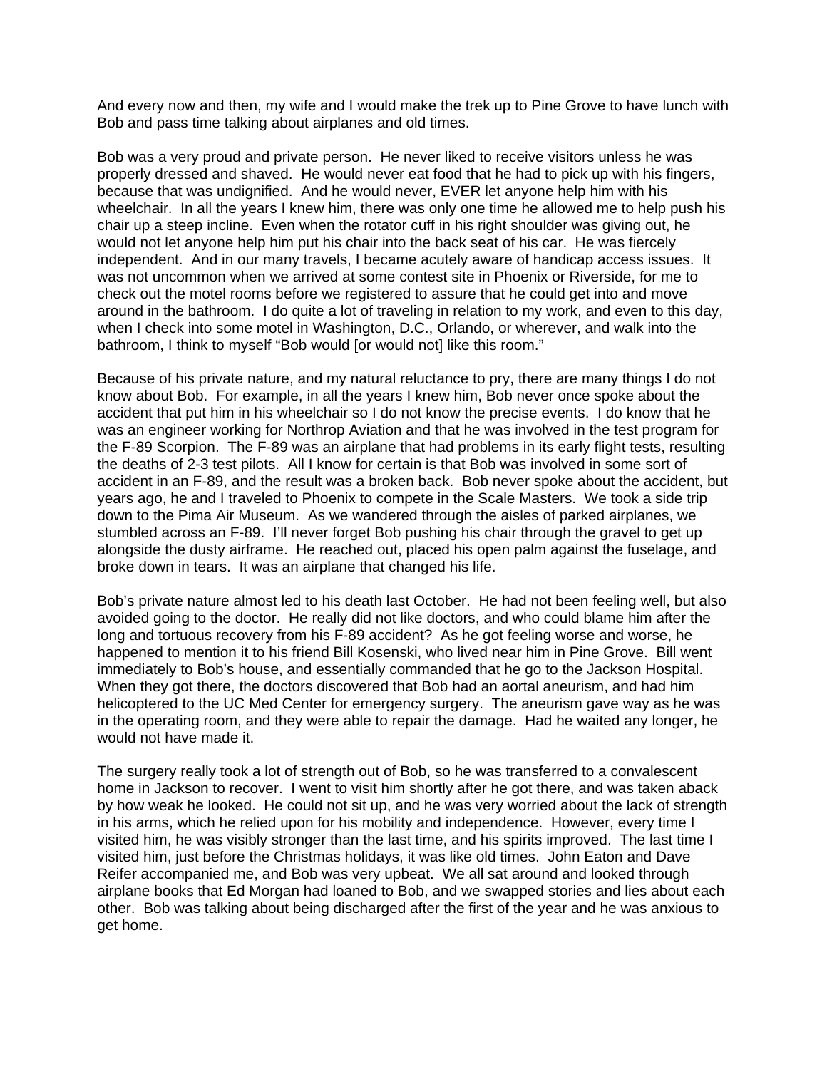And every now and then, my wife and I would make the trek up to Pine Grove to have lunch with Bob and pass time talking about airplanes and old times.

Bob was a very proud and private person. He never liked to receive visitors unless he was properly dressed and shaved. He would never eat food that he had to pick up with his fingers, because that was undignified. And he would never, EVER let anyone help him with his wheelchair. In all the years I knew him, there was only one time he allowed me to help push his chair up a steep incline. Even when the rotator cuff in his right shoulder was giving out, he would not let anyone help him put his chair into the back seat of his car. He was fiercely independent. And in our many travels, I became acutely aware of handicap access issues. It was not uncommon when we arrived at some contest site in Phoenix or Riverside, for me to check out the motel rooms before we registered to assure that he could get into and move around in the bathroom. I do quite a lot of traveling in relation to my work, and even to this day, when I check into some motel in Washington, D.C., Orlando, or wherever, and walk into the bathroom, I think to myself "Bob would [or would not] like this room."

Because of his private nature, and my natural reluctance to pry, there are many things I do not know about Bob. For example, in all the years I knew him, Bob never once spoke about the accident that put him in his wheelchair so I do not know the precise events. I do know that he was an engineer working for Northrop Aviation and that he was involved in the test program for the F-89 Scorpion. The F-89 was an airplane that had problems in its early flight tests, resulting the deaths of 2-3 test pilots. All I know for certain is that Bob was involved in some sort of accident in an F-89, and the result was a broken back. Bob never spoke about the accident, but years ago, he and I traveled to Phoenix to compete in the Scale Masters. We took a side trip down to the Pima Air Museum. As we wandered through the aisles of parked airplanes, we stumbled across an F-89. I'll never forget Bob pushing his chair through the gravel to get up alongside the dusty airframe. He reached out, placed his open palm against the fuselage, and broke down in tears. It was an airplane that changed his life.

Bob's private nature almost led to his death last October. He had not been feeling well, but also avoided going to the doctor. He really did not like doctors, and who could blame him after the long and tortuous recovery from his F-89 accident? As he got feeling worse and worse, he happened to mention it to his friend Bill Kosenski, who lived near him in Pine Grove. Bill went immediately to Bob's house, and essentially commanded that he go to the Jackson Hospital. When they got there, the doctors discovered that Bob had an aortal aneurism, and had him helicoptered to the UC Med Center for emergency surgery. The aneurism gave way as he was in the operating room, and they were able to repair the damage. Had he waited any longer, he would not have made it.

The surgery really took a lot of strength out of Bob, so he was transferred to a convalescent home in Jackson to recover. I went to visit him shortly after he got there, and was taken aback by how weak he looked. He could not sit up, and he was very worried about the lack of strength in his arms, which he relied upon for his mobility and independence. However, every time I visited him, he was visibly stronger than the last time, and his spirits improved. The last time I visited him, just before the Christmas holidays, it was like old times. John Eaton and Dave Reifer accompanied me, and Bob was very upbeat. We all sat around and looked through airplane books that Ed Morgan had loaned to Bob, and we swapped stories and lies about each other. Bob was talking about being discharged after the first of the year and he was anxious to get home.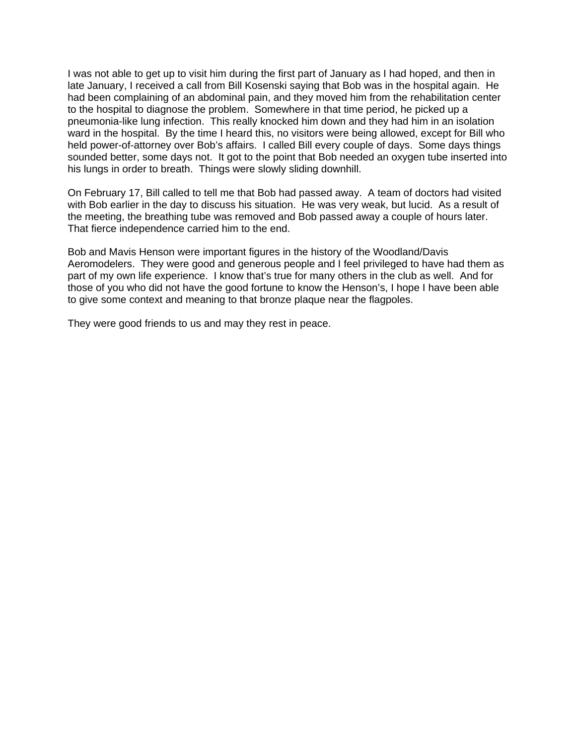I was not able to get up to visit him during the first part of January as I had hoped, and then in late January, I received a call from Bill Kosenski saying that Bob was in the hospital again. He had been complaining of an abdominal pain, and they moved him from the rehabilitation center to the hospital to diagnose the problem. Somewhere in that time period, he picked up a pneumonia-like lung infection. This really knocked him down and they had him in an isolation ward in the hospital. By the time I heard this, no visitors were being allowed, except for Bill who held power-of-attorney over Bob's affairs. I called Bill every couple of days. Some days things sounded better, some days not. It got to the point that Bob needed an oxygen tube inserted into his lungs in order to breath. Things were slowly sliding downhill.

On February 17, Bill called to tell me that Bob had passed away. A team of doctors had visited with Bob earlier in the day to discuss his situation. He was very weak, but lucid. As a result of the meeting, the breathing tube was removed and Bob passed away a couple of hours later. That fierce independence carried him to the end.

Bob and Mavis Henson were important figures in the history of the Woodland/Davis Aeromodelers. They were good and generous people and I feel privileged to have had them as part of my own life experience. I know that's true for many others in the club as well. And for those of you who did not have the good fortune to know the Henson's, I hope I have been able to give some context and meaning to that bronze plaque near the flagpoles.

They were good friends to us and may they rest in peace.